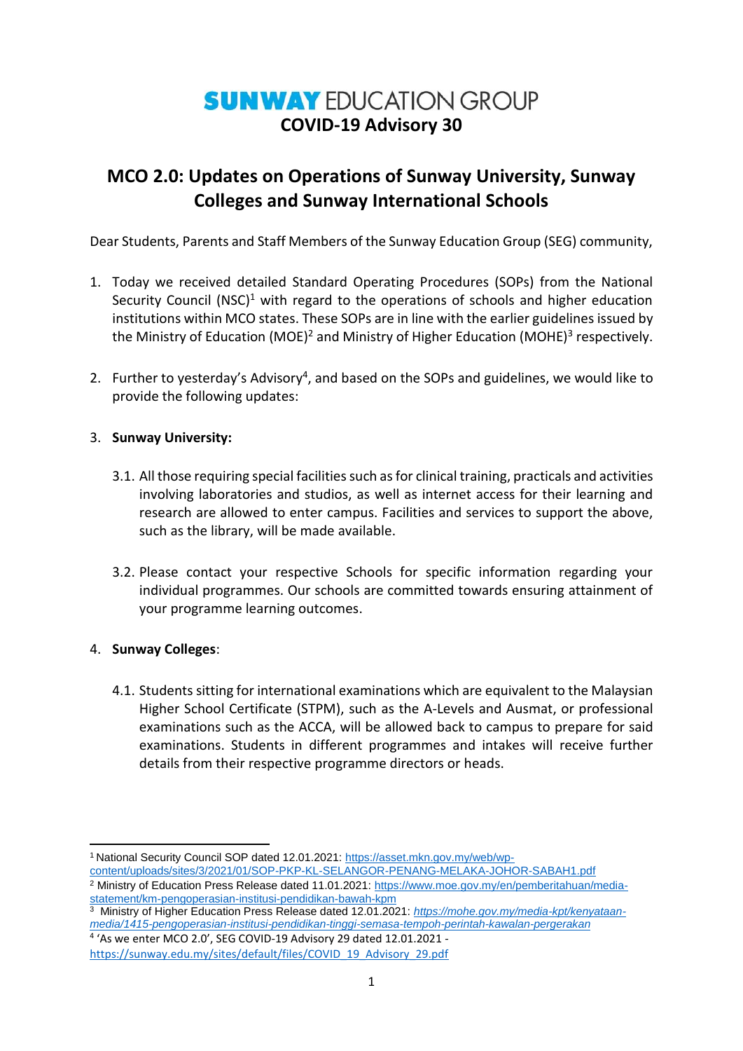# SUNWAY EDUCATION GROUP
## COVID-19 Advisory 30

## MCO 2.0: Updates on Operations of Sunway University, Sunway Colleges and Sunway International Schools

Dear Students, Parents and Staff Members of the Sunway Education Group (SEG) community,

1. Today we received detailed Standard Operating Procedures (SOPs) from the National Security Council (NSC)[1] with regard to the operations of schools and higher education institutions within MCO states. These SOPs are in line with the earlier guidelines issued by the Ministry of Education (MOE)[2] and Ministry of Higher Education (MOHE)[3] respectively.

2. Further to yesterday's Advisory[4], and based on the SOPs and guidelines, we would like to provide the following updates:

3. **Sunway University:**

   3.1. All those requiring special facilities such as for clinical training, practicals and activities involving laboratories and studios, as well as internet access for their learning and research are allowed to enter campus. Facilities and services to support the above, such as the library, will be made available.

   3.2. Please contact your respective Schools for specific information regarding your individual programmes. Our schools are committed towards ensuring attainment of your programme learning outcomes.

4. **Sunway Colleges**:

   4.1. Students sitting for international examinations which are equivalent to the Malaysian Higher School Certificate (STPM), such as the A-Levels and Ausmat, or professional examinations such as the ACCA, will be allowed back to campus to prepare for said examinations. Students in different programmes and intakes will receive further details from their respective programme directors or heads.

---

[1] National Security Council SOP dated 12.01.2021: https://asset.mkn.gov.my/web/wp-content/uploads/sites/3/2021/01/SOP-PKP-KL-SELANGOR-PENANG-MELAKA-JOHOR-SABAH1.pdf

[2] Ministry of Education Press Release dated 11.01.2021: https://www.moe.gov.my/en/pemberitahuan/media-statement/km-pengoperasian-institusi-pendidikan-bawah-kpm

[3] Ministry of Higher Education Press Release dated 12.01.2021: *https://mohe.gov.my/media-kpt/kenyataan-media/1415-pengoperasian-institusi-pendidikan-tinggi-semasa-tempoh-perintah-kawalan-pergerakan*

[4] 'As we enter MCO 2.0', SEG COVID-19 Advisory 29 dated 12.01.2021 - https://sunway.edu.my/sites/default/files/COVID_19_Advisory_29.pdf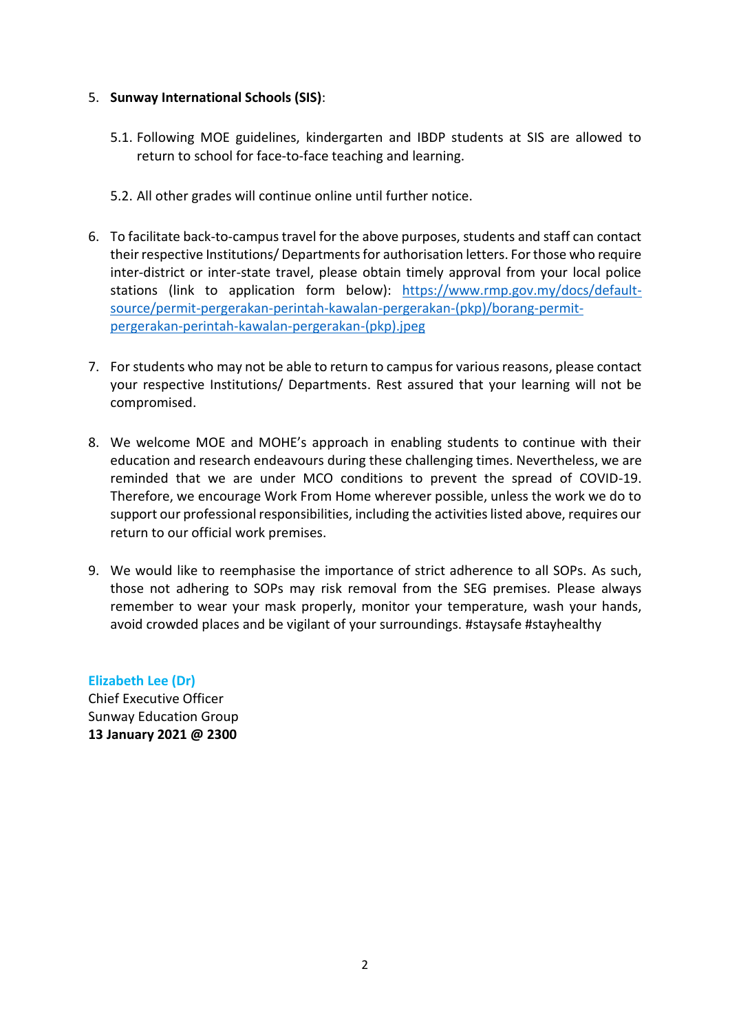5. **Sunway International Schools (SIS)**:

   5.1. Following MOE guidelines, kindergarten and IBDP students at SIS are allowed to return to school for face-to-face teaching and learning.

   5.2. All other grades will continue online until further notice.

6. To facilitate back-to-campus travel for the above purposes, students and staff can contact their respective Institutions/ Departments for authorisation letters. For those who require inter-district or inter-state travel, please obtain timely approval from your local police stations (link to application form below): [https://www.rmp.gov.my/docs/default-source/permit-pergerakan-perintah-kawalan-pergerakan-(pkp)/borang-permit-pergerakan-perintah-kawalan-pergerakan-(pkp).jpeg](https://www.rmp.gov.my/docs/default-source/permit-pergerakan-perintah-kawalan-pergerakan-(pkp)/borang-permit-pergerakan-perintah-kawalan-pergerakan-(pkp).jpeg)

7. For students who may not be able to return to campus for various reasons, please contact your respective Institutions/ Departments. Rest assured that your learning will not be compromised.

8. We welcome MOE and MOHE's approach in enabling students to continue with their education and research endeavours during these challenging times. Nevertheless, we are reminded that we are under MCO conditions to prevent the spread of COVID-19. Therefore, we encourage Work From Home wherever possible, unless the work we do to support our professional responsibilities, including the activities listed above, requires our return to our official work premises.

9. We would like to reemphasise the importance of strict adherence to all SOPs. As such, those not adhering to SOPs may risk removal from the SEG premises. Please always remember to wear your mask properly, monitor your temperature, wash your hands, avoid crowded places and be vigilant of your surroundings. #staysafe #stayhealthy

**Elizabeth Lee (Dr)**
Chief Executive Officer
Sunway Education Group
**13 January 2021 @ 2300**